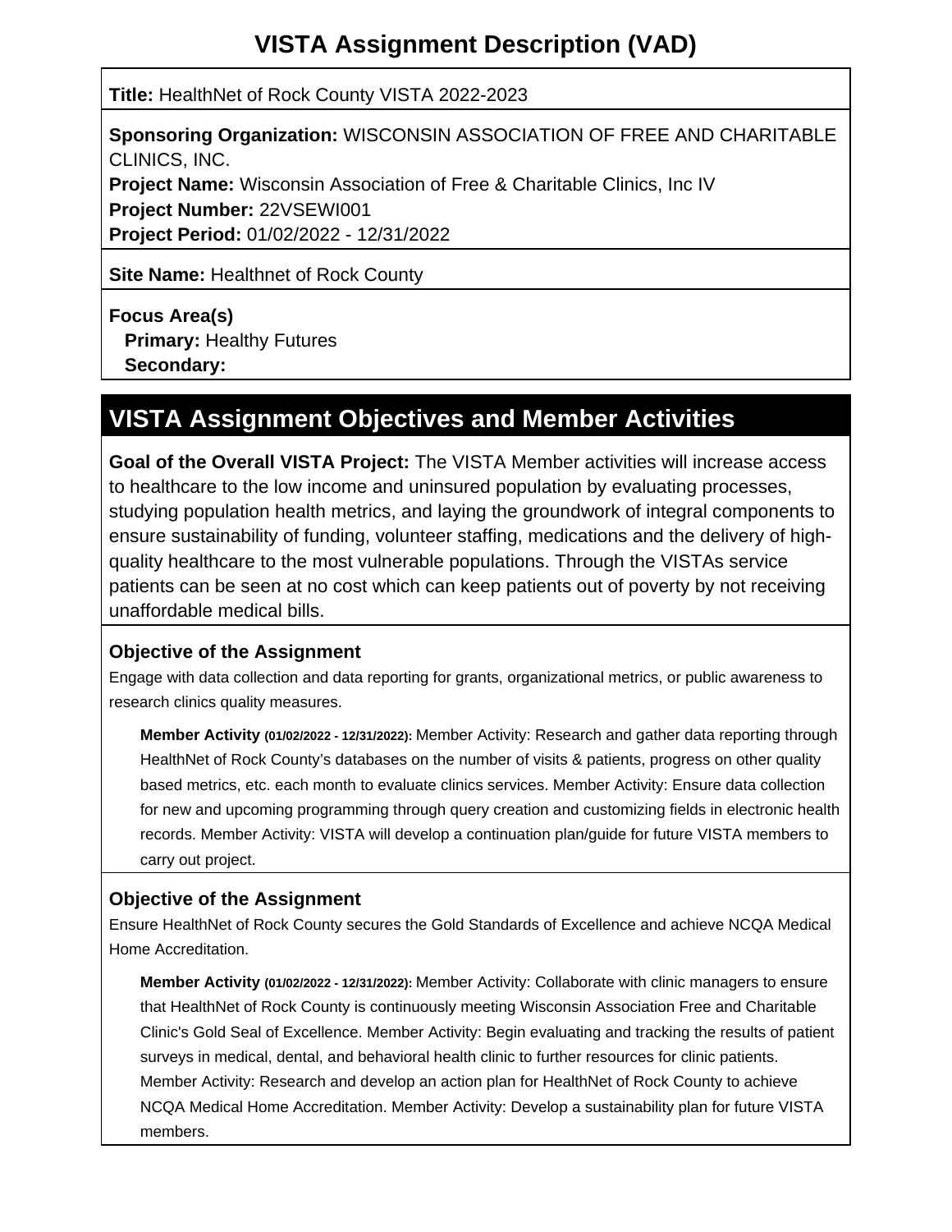# VISTA Assignment Description (VAD)

**Title:** HealthNet of Rock County VISTA 2022-2023

**Sponsoring Organization:** WISCONSIN ASSOCIATION OF FREE AND CHARITABLE CLINICS, INC.
**Project Name:** Wisconsin Association of Free & Charitable Clinics, Inc IV
**Project Number:** 22VSEWI001
**Project Period:** 01/02/2022 - 12/31/2022

**Site Name:** Healthnet of Rock County

**Focus Area(s)**
**Primary:** Healthy Futures
**Secondary:**

## VISTA Assignment Objectives and Member Activities

**Goal of the Overall VISTA Project:** The VISTA Member activities will increase access to healthcare to the low income and uninsured population by evaluating processes, studying population health metrics, and laying the groundwork of integral components to ensure sustainability of funding, volunteer staffing, medications and the delivery of high-quality healthcare to the most vulnerable populations. Through the VISTAs service patients can be seen at no cost which can keep patients out of poverty by not receiving unaffordable medical bills.

### Objective of the Assignment

Engage with data collection and data reporting for grants, organizational metrics, or public awareness to research clinics quality measures.

**Member Activity (01/02/2022 - 12/31/2022):** Member Activity: Research and gather data reporting through HealthNet of Rock County's databases on the number of visits & patients, progress on other quality based metrics, etc. each month to evaluate clinics services. Member Activity: Ensure data collection for new and upcoming programming through query creation and customizing fields in electronic health records. Member Activity: VISTA will develop a continuation plan/guide for future VISTA members to carry out project.

### Objective of the Assignment

Ensure HealthNet of Rock County secures the Gold Standards of Excellence and achieve NCQA Medical Home Accreditation.

**Member Activity (01/02/2022 - 12/31/2022):** Member Activity: Collaborate with clinic managers to ensure that HealthNet of Rock County is continuously meeting Wisconsin Association Free and Charitable Clinic's Gold Seal of Excellence. Member Activity: Begin evaluating and tracking the results of patient surveys in medical, dental, and behavioral health clinic to further resources for clinic patients. Member Activity: Research and develop an action plan for HealthNet of Rock County to achieve NCQA Medical Home Accreditation. Member Activity: Develop a sustainability plan for future VISTA members.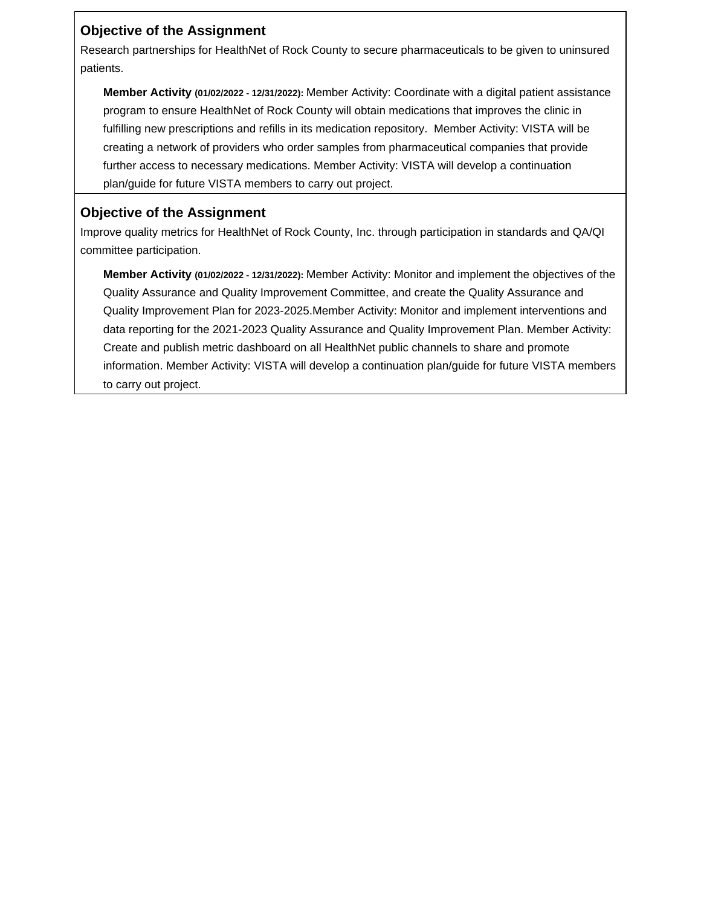### Objective of the Assignment

Research partnerships for HealthNet of Rock County to secure pharmaceuticals to be given to uninsured patients.

**Member Activity** **(01/02/2022 - 12/31/2022):** Member Activity: Coordinate with a digital patient assistance program to ensure HealthNet of Rock County will obtain medications that improves the clinic in fulfilling new prescriptions and refills in its medication repository.  Member Activity: VISTA will be creating a network of providers who order samples from pharmaceutical companies that provide further access to necessary medications. Member Activity: VISTA will develop a continuation plan/guide for future VISTA members to carry out project.

### Objective of the Assignment

Improve quality metrics for HealthNet of Rock County, Inc. through participation in standards and QA/QI committee participation.

**Member Activity** **(01/02/2022 - 12/31/2022):** Member Activity: Monitor and implement the objectives of the Quality Assurance and Quality Improvement Committee, and create the Quality Assurance and Quality Improvement Plan for 2023-2025.Member Activity: Monitor and implement interventions and data reporting for the 2021-2023 Quality Assurance and Quality Improvement Plan. Member Activity: Create and publish metric dashboard on all HealthNet public channels to share and promote information. Member Activity: VISTA will develop a continuation plan/guide for future VISTA members to carry out project.